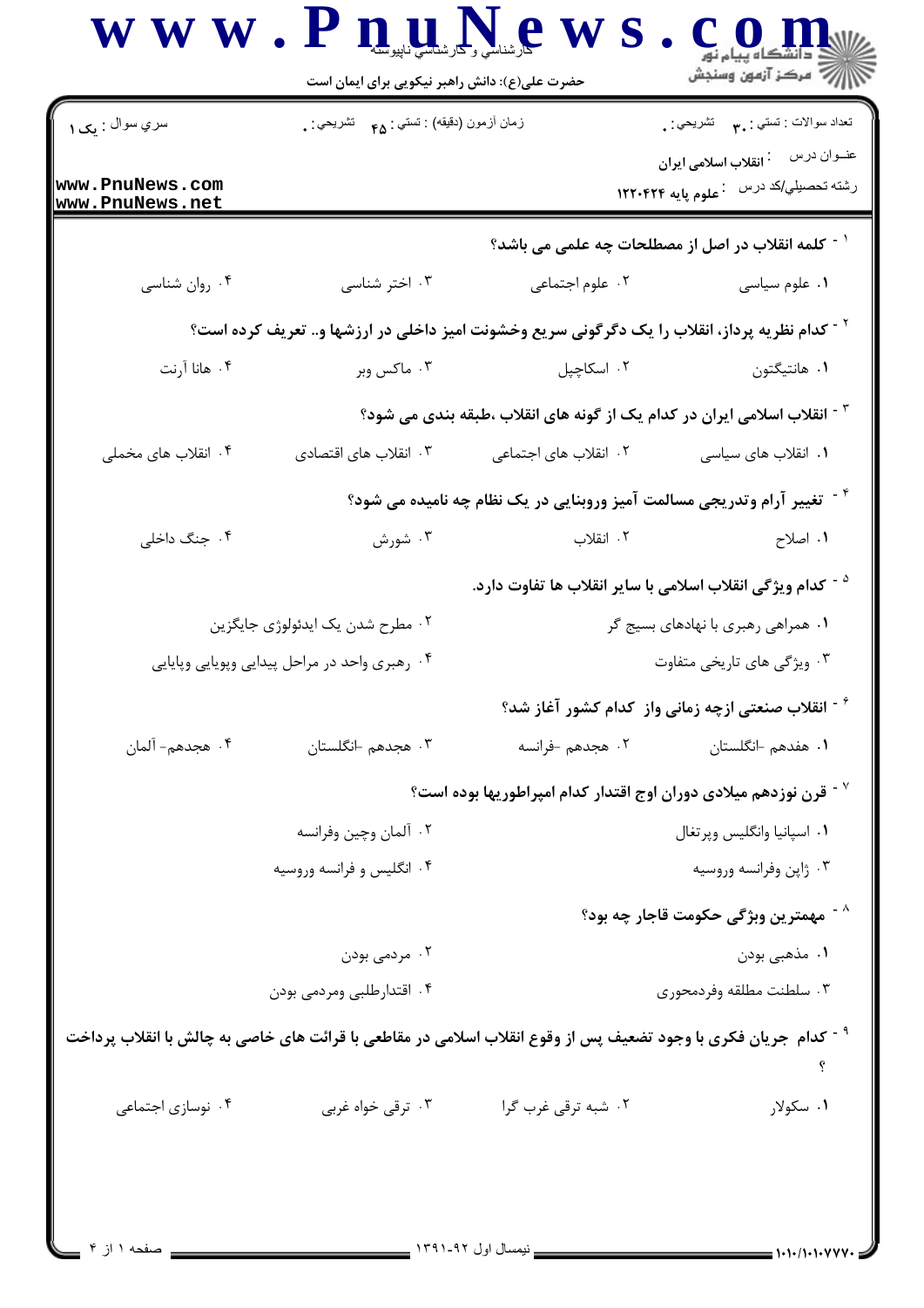کارشناسی و کارشناسی ناپیوسته
حضرت علی(ع): دانش راهبر نیکویی برای ایمان است

سري سوال : یک ۱ | زمان آزمون (دقیقه) : تستی : ۴۵ تشریحی : ۰ | تعداد سوالات : تستی : ۳۰ تشریحی : ۰

عنوان درس : انقلاب اسلامی ایران

رشته تحصیلی/کد درس : علوم پایه ۱۲۲۰۴۲۴

www.PnuNews.com
www.PnuNews.net

۱- کلمه انقلاب در اصل از مصطلحات چه علمی می باشد؟

۱. علوم سیاسی
۲. علوم اجتماعی
۳. اختر شناسی
۴. روان شناسی

۲- کدام نظریه پرداز، انقلاب را یک دگرگونی سریع وخشونت امیز داخلی در ارزشها و.. تعریف کرده است؟

۱. هانتیگتون
۲. اسکاچپل
۳. ماکس وبر
۴. هانا آرنت

۳- انقلاب اسلامی ایران در کدام یک از گونه های انقلاب ،طبقه بندی می شود؟

۱. انقلاب های سیاسی
۲. انقلاب های اجتماعی
۳. انقلاب های اقتصادی
۴. انقلاب های مخملی

۴- تغییر آرام وتدریجی مسالمت آمیز وروبنایی در یک نظام چه نامیده می شود؟

۱. اصلاح
۲. انقلاب
۳. شورش
۴. جنگ داخلی

۵- کدام ویژگی انقلاب اسلامی با سایر انقلاب ها تفاوت دارد.

۱. همراهی رهبری با نهادهای بسیج گر
۲. مطرح شدن یک ایدئولوژی جایگزین
۳. ویژگی های تاریخی متفاوت
۴. رهبری واحد در مراحل پیدایی وپویایی وپایایی

۶- انقلاب صنعتی ازچه زمانی واز کدام کشور آغاز شد؟

۱. هفدهم -انگلستان
۲. هجدهم -فرانسه
۳. هجدهم -انگلستان
۴. هجدهم- آلمان

۷- قرن نوزدهم میلادی دوران اوج اقتدار کدام امپراطوریها بوده است؟

۱. اسپانیا وانگلیس وپرتغال
۲. آلمان وچین وفرانسه
۳. ژاپن وفرانسه وروسیه
۴. انگلیس و فرانسه وروسیه

۸- مهمترین ویژگی حکومت قاجار چه بود؟

۱. مذهبی بودن
۲. مردمی بودن
۳. سلطنت مطلقه وفردمحوری
۴. اقتدارطلبی ومردمی بودن

۹- کدام جریان فکری با وجود تضعیف پس از وقوع انقلاب اسلامی در مقاطعی با قرائت های خاصی به چالش با انقلاب پرداخت ؟

۱. سکولار
۲. شبه ترقی غرب گرا
۳. ترقی خواه غربی
۴. نوسازی اجتماعی

نیمسال اول ۹۲-۱۳۹۱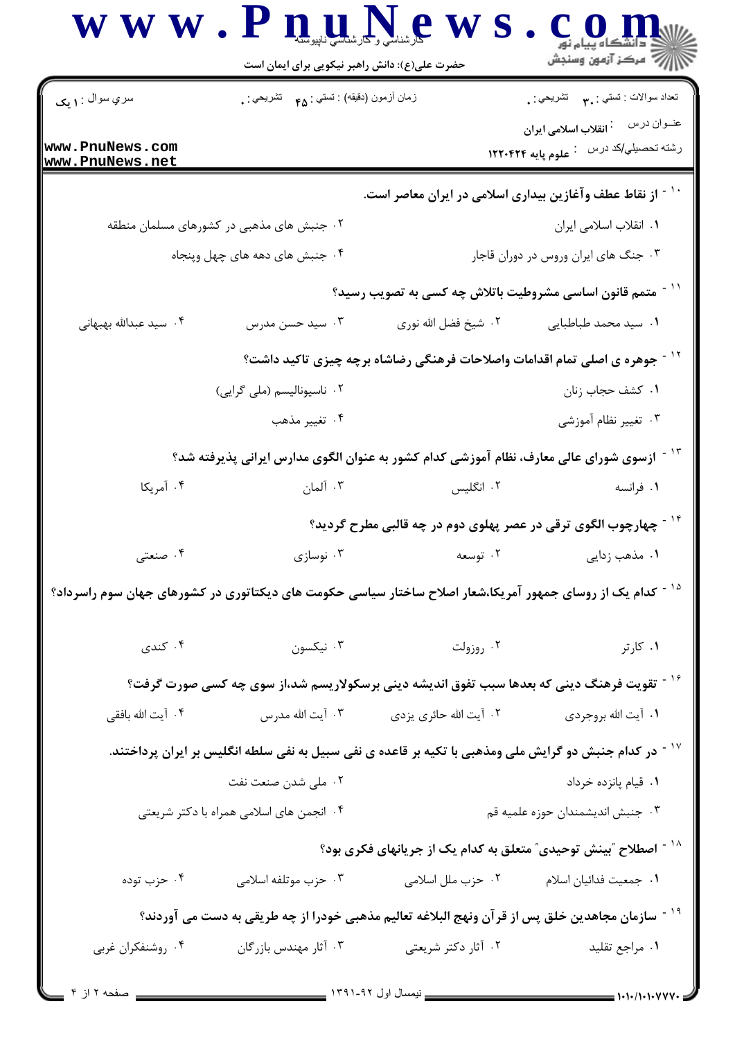سري سوال : ۱ یک

زمان آزمون (دقیقه) : تستی : ۴۵ تشریحی : ۰

تعداد سوالات : تستی : ۳۰ تشریحی : ۰

عنوان درس : انقلاب اسلامی ایران

رشته تحصیلي/کد درس : علوم پایه ۱۲۲۰۴۲۴

۱۰- از نقاط عطف وآغازین بیداری اسلامی در ایران معاصر است.

۱. انقلاب اسلامی ایران
۲. جنبش های مذهبی در کشورهای مسلمان منطقه
۳. جنگ های ایران وروس در دوران قاجار
۴. جنبش های دهه های چهل وپنجاه

۱۱- متمم قانون اساسی مشروطیت باتلاش چه کسی به تصویب رسید؟

۱. سید محمد طباطبایی
۲. شیخ فضل الله نوری
۳. سید حسن مدرس
۴. سید عبدالله بهبهانی

۱۲- جوهره ی اصلی تمام اقدامات واصلاحات فرهنگی رضاشاه برچه چیزی تاکید داشت؟

۱. کشف حجاب زنان
۲. ناسیونالیسم (ملی گرایی)
۳. تغییر نظام آموزشی
۴. تغییر مذهب

۱۳- ازسوی شورای عالی معارف، نظام آموزشی کدام کشور به عنوان الگوی مدارس ایرانی پذیرفته شد؟

۱. فرانسه
۲. انگلیس
۳. آلمان
۴. آمریکا

۱۴- چهارچوب الگوی ترقی در عصر پهلوی دوم در چه قالبی مطرح گردید؟

۱. مذهب زدایی
۲. توسعه
۳. نوسازی
۴. صنعتی

۱۵- کدام یک از روسای جمهور آمریکا،شعار اصلاح ساختار سیاسی حکومت های دیکتاتوری در کشورهای جهان سوم راسرداد؟

۱. کارتر
۲. روزولت
۳. نیکسون
۴. کندی

۱۶- تقویت فرهنگ دینی که بعدها سبب تفوق اندیشه دینی برسکولاریسم شد،از سوی چه کسی صورت گرفت؟

۱. آیت الله بروجردی
۲. آیت الله حائری یزدی
۳. آیت الله مدرس
۴. آیت الله بافقی

۱۷- در کدام جنبش دو گرایش ملی ومذهبی با تکیه بر قاعده ی نفی سبیل به نفی سلطه انگلیس بر ایران پرداختند.

۱. قیام پانزده خرداد
۲. ملی شدن صنعت نفت
۳. جنبش اندیشمندان حوزه علمیه قم
۴. انجمن های اسلامی همراه با دکتر شریعتی

۱۸- اصطلاح "بینش توحیدی" متعلق به کدام یک از جریانهای فکری بود؟

۱. جمعیت فدائیان اسلام
۲. حزب ملل اسلامی
۳. حزب موتلفه اسلامی
۴. حزب توده

۱۹- سازمان مجاهدین خلق پس از قرآن ونهج البلاغه تعالیم مذهبی خودرا از چه طریقی به دست می آوردند؟

۱. مراجع تقلید
۲. آثار دکتر شریعتی
۳. آثار مهندس بازرگان
۴. روشنفکران غربی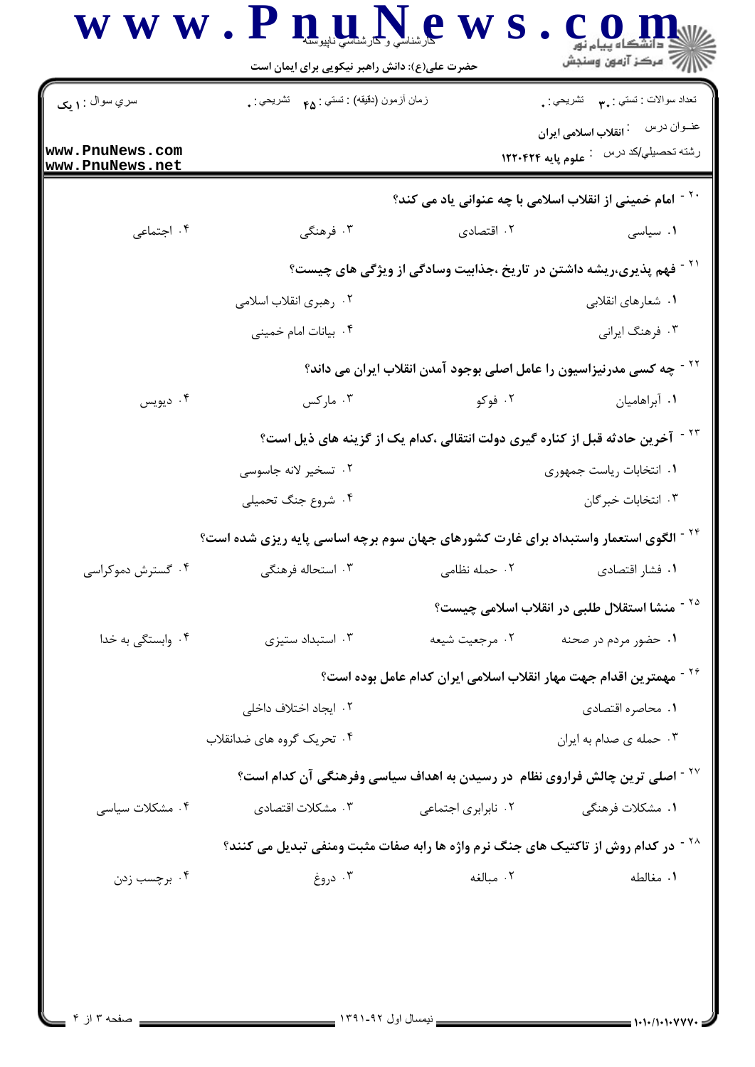۲۰ - امام خمینی از انقلاب اسلامی با چه عنوانی یاد می کند؟

۱. سیاسی
۲. اقتصادی
۳. فرهنگی
۴. اجتماعی

۲۱ - فهم پذیری،ریشه داشتن در تاریخ ،جذابیت وسادگی از ویژگی های چیست؟

۱. شعارهای انقلابی
۲. رهبری انقلاب اسلامی
۳. فرهنگ ایرانی
۴. بیانات امام خمینی

۲۲ - چه کسی مدرنیزاسیون را عامل اصلی بوجود آمدن انقلاب ایران می داند؟

۱. آبراهامیان
۲. فوکو
۳. مارکس
۴. دیویس

۲۳ - آخرین حادثه قبل از کناره گیری دولت انتقالی ،کدام یک از گزینه های ذیل است؟

۱. انتخابات ریاست جمهوری
۲. تسخیر لانه جاسوسی
۳. انتخابات خبرگان
۴. شروع جنگ تحمیلی

۲۴ - الگوی استعمار واستبداد برای غارت کشورهای جهان سوم برچه اساسی پایه ریزی شده است؟

۱. فشار اقتصادی
۲. حمله نظامی
۳. استحاله فرهنگی
۴. گسترش دموکراسی

۲۵ - منشا استقلال طلبی در انقلاب اسلامی چیست؟

۱. حضور مردم در صحنه
۲. مرجعیت شیعه
۳. استبداد ستیزی
۴. وابستگی به خدا

۲۶ - مهمترین اقدام جهت مهار انقلاب اسلامی ایران کدام عامل بوده است؟

۱. محاصره اقتصادی
۲. ایجاد اختلاف داخلی
۳. حمله ی صدام به ایران
۴. تحریک گروه های ضدانقلاب

۲۷ - اصلی ترین چالش فراروی نظام در رسیدن به اهداف سیاسی وفرهنگی آن کدام است؟

۱. مشکلات فرهنگی
۲. نابرابری اجتماعی
۳. مشکلات اقتصادی
۴. مشکلات سیاسی

۲۸ - در کدام روش از تاکتیک های جنگ نرم واژه ها رابه صفات مثبت ومنفی تبدیل می کنند؟

۱. مغالطه
۲. مبالغه
۳. دروغ
۴. برچسب زدن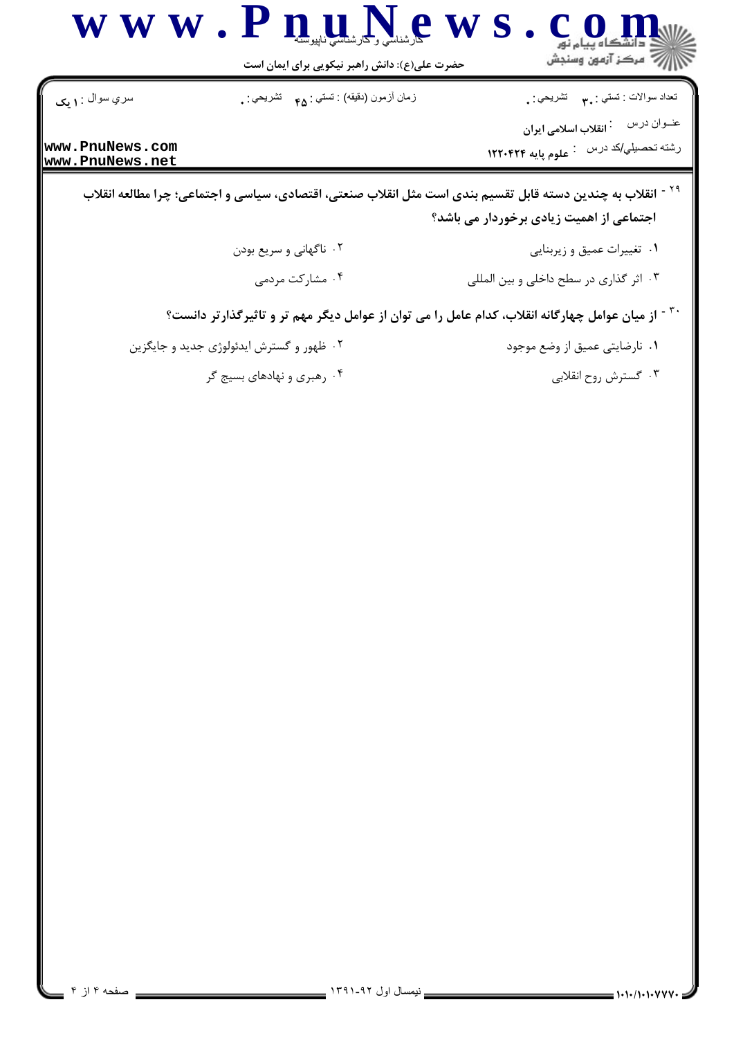۲۹ - انقلاب به چندین دسته قابل تقسیم بندی است مثل انقلاب صنعتی، اقتصادی، سیاسی و اجتماعی؛ چرا مطالعه انقلاب اجتماعی از اهمیت زیادی برخوردار می باشد؟

۱. تغییرات عمیق و زیربنایی

۲. ناگهانی و سریع بودن

۳. اثر گذاری در سطح داخلی و بین المللی

۴. مشارکت مردمی

۳۰ - از میان عوامل چهارگانه انقلاب، کدام عامل را می توان از عوامل دیگر مهم تر و تاثیرگذارتر دانست؟

۱. نارضایتی عمیق از وضع موجود

۲. ظهور و گسترش ایدئولوژی جدید و جایگزین

۳. گسترش روح انقلابی

۴. رهبری و نهادهای بسیج گر